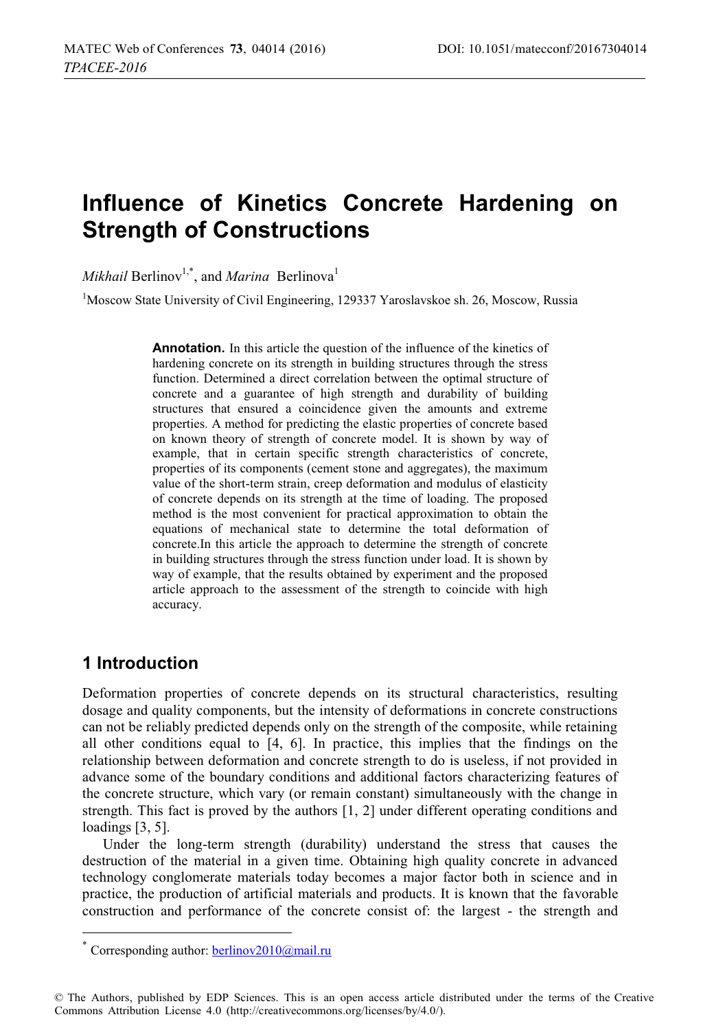# Influence of Kinetics Concrete Hardening on Strength of Constructions

*Mikhail* Berlinov[1,*], and *Marina* Berlinova[1]

[1]Moscow State University of Civil Engineering, 129337 Yaroslavskoe sh. 26, Moscow, Russia

**Annotation.** In this article the question of the influence of the kinetics of hardening concrete on its strength in building structures through the stress function. Determined a direct correlation between the optimal structure of concrete and a guarantee of high strength and durability of building structures that ensured a coincidence given the amounts and extreme properties. A method for predicting the elastic properties of concrete based on known theory of strength of concrete model. It is shown by way of example, that in certain specific strength characteristics of concrete, properties of its components (cement stone and aggregates), the maximum value of the short-term strain, creep deformation and modulus of elasticity of concrete depends on its strength at the time of loading. The proposed method is the most convenient for practical approximation to obtain the equations of mechanical state to determine the total deformation of concrete.In this article the approach to determine the strength of concrete in building structures through the stress function under load. It is shown by way of example, that the results obtained by experiment and the proposed article approach to the assessment of the strength to coincide with high accuracy.

## 1 Introduction

Deformation properties of concrete depends on its structural characteristics, resulting dosage and quality components, but the intensity of deformations in concrete constructions can not be reliably predicted depends only on the strength of the composite, while retaining all other conditions equal to [4, 6]. In practice, this implies that the findings on the relationship between deformation and concrete strength to do is useless, if not provided in advance some of the boundary conditions and additional factors characterizing features of the concrete structure, which vary (or remain constant) simultaneously with the change in strength. This fact is proved by the authors [1, 2] under different operating conditions and loadings [3, 5].

Under the long-term strength (durability) understand the stress that causes the destruction of the material in a given time. Obtaining high quality concrete in advanced technology conglomerate materials today becomes a major factor both in science and in practice, the production of artificial materials and products. It is known that the favorable construction and performance of the concrete consist of: the largest - the strength and

[*] Corresponding author: berlinov2010@mail.ru

© The Authors, published by EDP Sciences. This is an open access article distributed under the terms of the Creative Commons Attribution License 4.0 (http://creativecommons.org/licenses/by/4.0/).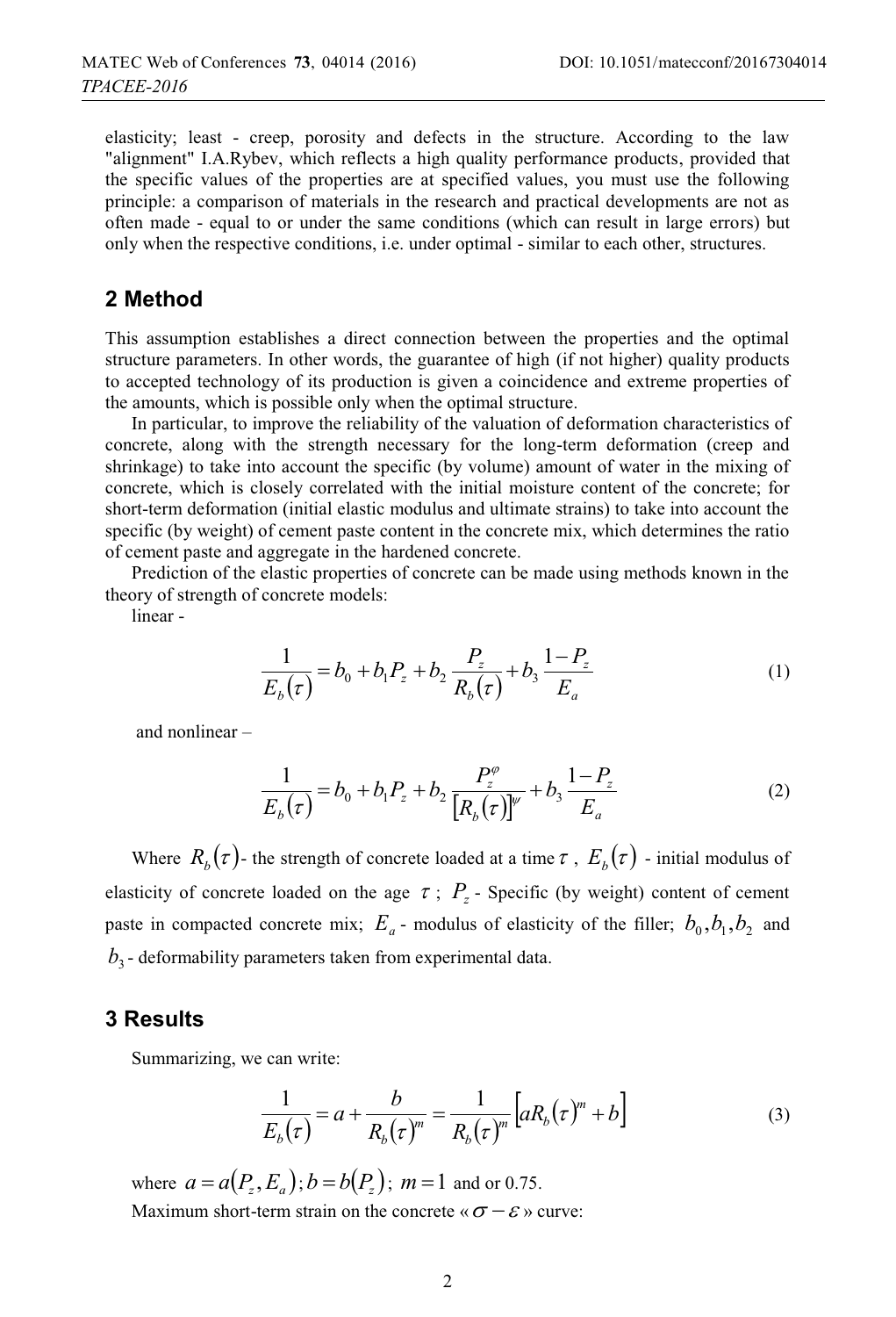elasticity; least - creep, porosity and defects in the structure. According to the law "alignment" I.A.Rybev, which reflects a high quality performance products, provided that the specific values of the properties are at specified values, you must use the following principle: a comparison of materials in the research and practical developments are not as often made - equal to or under the same conditions (which can result in large errors) but only when the respective conditions, i.e. under optimal - similar to each other, structures.

## 2 Method

This assumption establishes a direct connection between the properties and the optimal structure parameters. In other words, the guarantee of high (if not higher) quality products to accepted technology of its production is given a coincidence and extreme properties of the amounts, which is possible only when the optimal structure.

In particular, to improve the reliability of the valuation of deformation characteristics of concrete, along with the strength necessary for the long-term deformation (creep and shrinkage) to take into account the specific (by volume) amount of water in the mixing of concrete, which is closely correlated with the initial moisture content of the concrete; for short-term deformation (initial elastic modulus and ultimate strains) to take into account the specific (by weight) of cement paste content in the concrete mix, which determines the ratio of cement paste and aggregate in the hardened concrete.

Prediction of the elastic properties of concrete can be made using methods known in the theory of strength of concrete models:

linear -

$$\frac{1}{E_b(\tau)} = b_0 + b_1 P_z + b_2 \frac{P_z}{R_b(\tau)} + b_3 \frac{1-P_z}{E_a} \tag{1}$$

and nonlinear –

$$\frac{1}{E_b(\tau)} = b_0 + b_1 P_z + b_2 \frac{P_z^{\varphi}}{[R_b(\tau)]^{\psi}} + b_3 \frac{1-P_z}{E_a} \tag{2}$$

Where $R_b(\tau)$- the strength of concrete loaded at a time $\tau$ , $E_b(\tau)$ - initial modulus of elasticity of concrete loaded on the age $\tau$ ; $P_z$ - Specific (by weight) content of cement paste in compacted concrete mix; $E_a$ - modulus of elasticity of the filler; $b_0, b_1, b_2$ and $b_3$ - deformability parameters taken from experimental data.

## 3 Results

Summarizing, we can write:

$$\frac{1}{E_b(\tau)} = a + \frac{b}{R_b(\tau)^m} = \frac{1}{R_b(\tau)^m}\left[aR_b(\tau)^m + b\right] \tag{3}$$

where $a = a(P_z, E_a); b = b(P_z)$; $m = 1$ and or 0.75.

Maximum short-term strain on the concrete «$\sigma - \varepsilon$» curve: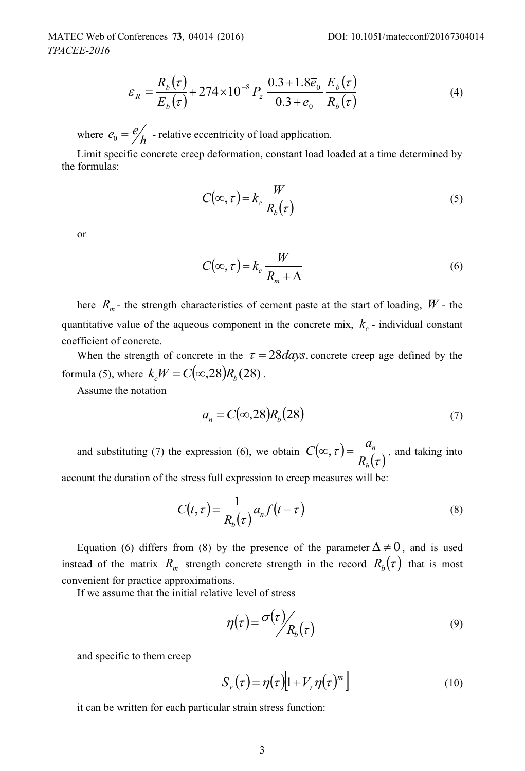$$\varepsilon_R = \frac{R_b(\tau)}{E_b(\tau)} + 274 \times 10^{-8} P_z \frac{0.3 + 1.8\bar{e}_0}{0.3 + \bar{e}_0} \frac{E_b(\tau)}{R_b(\tau)} \tag{4}$$

where $\bar{e}_0 = e/h$ - relative eccentricity of load application.

Limit specific concrete creep deformation, constant load loaded at a time determined by the formulas:

$$C(\infty, \tau) = k_c \frac{W}{R_b(\tau)} \tag{5}$$

or

$$C(\infty, \tau) = k_c \frac{W}{R_m + \Delta} \tag{6}$$

here $R_m$ - the strength characteristics of cement paste at the start of loading, $W$ - the quantitative value of the aqueous component in the concrete mix, $k_c$ - individual constant coefficient of concrete.

When the strength of concrete in the $\tau = 28 days.$ concrete creep age defined by the formula (5), where $k_c W = C(\infty, 28) R_b(28)$.

Assume the notation

$$a_n = C(\infty, 28) R_b(28) \tag{7}$$

and substituting (7) the expression (6), we obtain $C(\infty, \tau) = \frac{a_n}{R_b(\tau)}$, and taking into account the duration of the stress full expression to creep measures will be:

$$C(t, \tau) = \frac{1}{R_b(\tau)} a_n f(t - \tau) \tag{8}$$

Equation (6) differs from (8) by the presence of the parameter $\Delta \neq 0$, and is used instead of the matrix $R_m$ strength concrete strength in the record $R_b(\tau)$ that is most convenient for practice approximations.

If we assume that the initial relative level of stress

$$\eta(\tau) = \sigma(\tau) / R_b(\tau) \tag{9}$$

and specific to them creep

$$\bar{S}_r(\tau) = \eta(\tau) \left[ 1 + V_r \eta(\tau)^m \right] \tag{10}$$

it can be written for each particular strain stress function: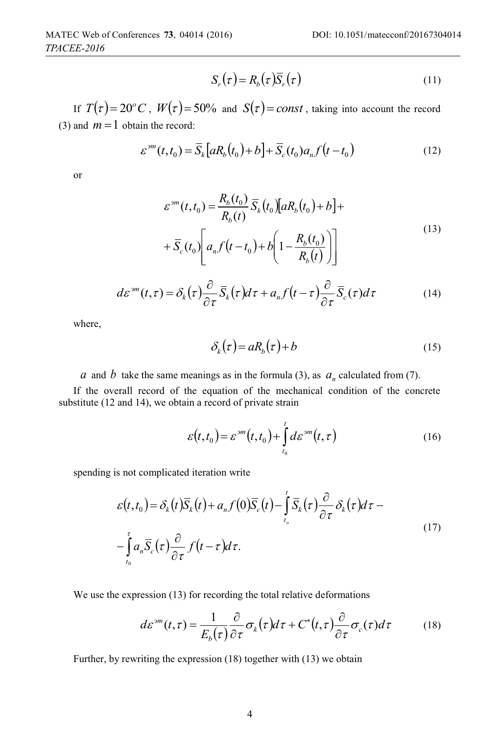$$S_r(\tau) = R_b(\tau)\overline{S}_r(\tau) \tag{11}$$

If $T(\tau) = 20^oC$, $W(\tau) = 50\%$ and $S(\tau) = const$, taking into account the record (3) and $m = 1$ obtain the record:

$$\varepsilon^{эт}(t,t_0) = \overline{S}_k\left[aR_b(t_0) + b\right] + \overline{S}_c(t_0)a_n f(t - t_0) \tag{12}$$

or

$$\varepsilon^{эт}(t,t_0) = \frac{R_b(t_0)}{R_b(t)}\overline{S}_k(t_0)\left[aR_b(t_0) + b\right] + \\ + \overline{S}_c(t_0)\left[a_n f(t - t_0) + b\left(1 - \frac{R_b(t_0)}{R_b(t)}\right)\right] \tag{13}$$

$$d\varepsilon^{эт}(t,\tau) = \delta_k(\tau)\frac{\partial}{\partial\tau}\overline{S}_k(\tau)d\tau + a_n f(t-\tau)\frac{\partial}{\partial\tau}\overline{S}_c(\tau)d\tau \tag{14}$$

where,

$$\delta_k(\tau) = aR_b(\tau) + b \tag{15}$$

$a$ and $b$ take the same meanings as in the formula (3), as $a_n$ calculated from (7).

If the overall record of the equation of the mechanical condition of the concrete substitute (12 and 14), we obtain a record of private strain

$$\varepsilon(t,t_0) = \varepsilon^{эт}(t,t_0) + \int_{t_0}^{t} d\varepsilon^{эт}(t,\tau) \tag{16}$$

spending is not complicated iteration write

$$\varepsilon(t,t_0) = \delta_k(t)\overline{S}_k(t) + a_n f(0)\overline{S}_c(t) - \int_{t_o}^{t}\overline{S}_k(\tau)\frac{\partial}{\partial\tau}\delta_k(\tau)d\tau - \\ - \int_{t_0}^{\tau} a_n\overline{S}_c(\tau)\frac{\partial}{\partial\tau}f(t-\tau)d\tau. \tag{17}$$

We use the expression (13) for recording the total relative deformations

$$d\varepsilon^{эт}(t,\tau) = \frac{1}{E_b(\tau)}\frac{\partial}{\partial\tau}\sigma_k(\tau)d\tau + C^*(t,\tau)\frac{\partial}{\partial\tau}\sigma_c(\tau)d\tau \tag{18}$$

Further, by rewriting the expression (18) together with (13) we obtain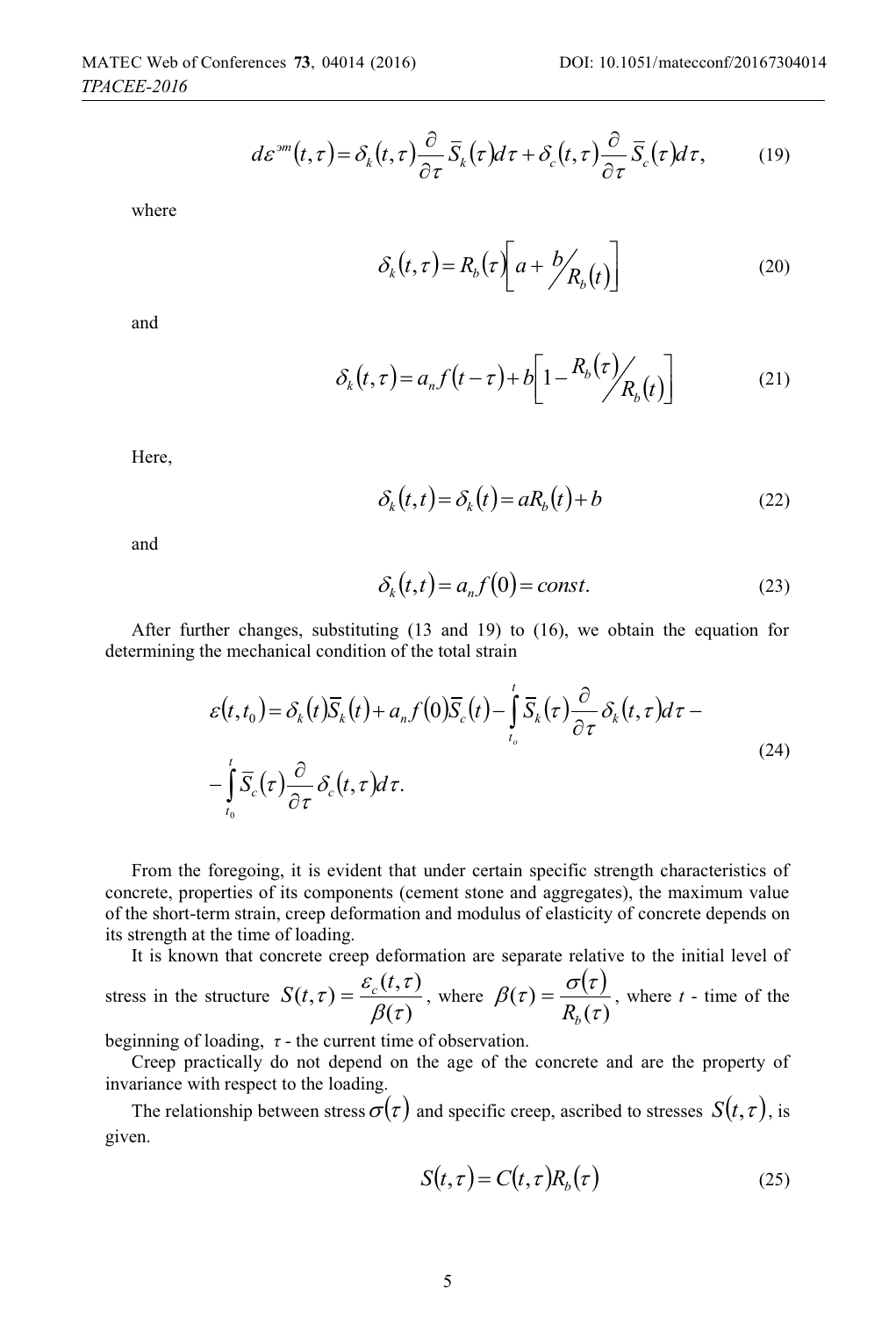$$d\varepsilon^{эт}(t,\tau) = \delta_k(t,\tau)\frac{\partial}{\partial \tau}\bar{S}_k(\tau)d\tau + \delta_c(t,\tau)\frac{\partial}{\partial \tau}\bar{S}_c(\tau)d\tau, \tag{19}$$

where

$$\delta_k(t,\tau) = R_b(\tau)\left[a + {}^{b}\!/_{R_b(t)}\right] \tag{20}$$

and

$$\delta_k(t,\tau) = a_n f(t-\tau) + b\left[1 - {}^{R_b(\tau)}\!/_{R_b(t)}\right] \tag{21}$$

Here,

$$\delta_k(t,t) = \delta_k(t) = aR_b(t) + b \tag{22}$$

and

$$\delta_k(t,t) = a_n f(0) = const. \tag{23}$$

After further changes, substituting (13 and 19) to (16), we obtain the equation for determining the mechanical condition of the total strain

$$\varepsilon(t,t_0) = \delta_k(t)\bar{S}_k(t) + a_n f(0)\bar{S}_c(t) - \int_{t_o}^{t} \bar{S}_k(\tau)\frac{\partial}{\partial \tau}\delta_k(t,\tau)d\tau - \\ - \int_{t_0}^{t} \bar{S}_c(\tau)\frac{\partial}{\partial \tau}\delta_c(t,\tau)d\tau. \tag{24}$$

From the foregoing, it is evident that under certain specific strength characteristics of concrete, properties of its components (cement stone and aggregates), the maximum value of the short-term strain, creep deformation and modulus of elasticity of concrete depends on its strength at the time of loading.

It is known that concrete creep deformation are separate relative to the initial level of stress in the structure $S(t,\tau) = \dfrac{\varepsilon_c(t,\tau)}{\beta(\tau)}$, where $\beta(\tau) = \dfrac{\sigma(\tau)}{R_b(\tau)}$, where $t$ - time of the beginning of loading, $\tau$ - the current time of observation.

Creep practically do not depend on the age of the concrete and are the property of invariance with respect to the loading.

The relationship between stress $\sigma(\tau)$ and specific creep, ascribed to stresses $S(t,\tau)$, is given.

$$S(t,\tau) = C(t,\tau)R_b(\tau) \tag{25}$$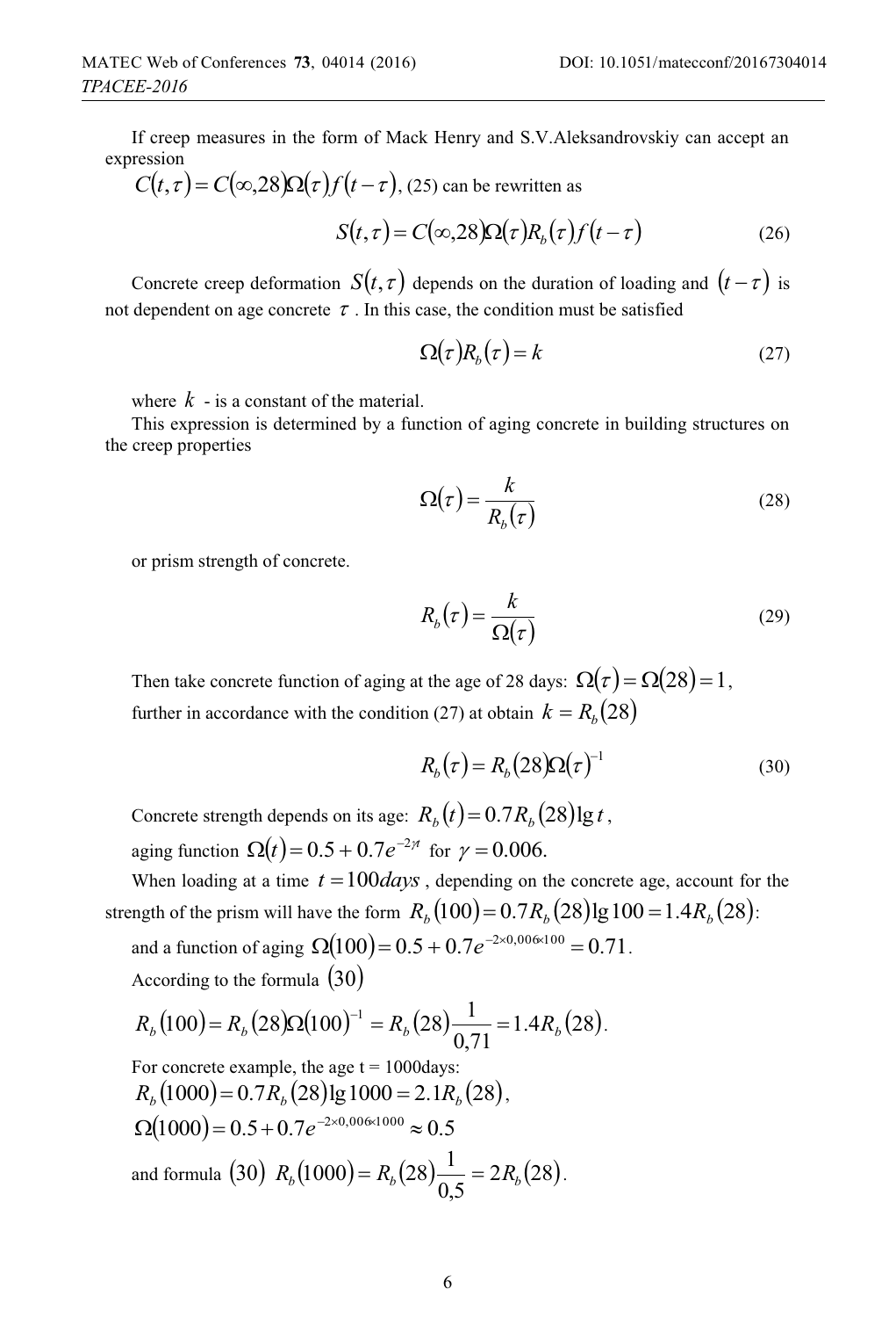If creep measures in the form of Mack Henry and S.V.Aleksandrovskiy can accept an expression

$C(t,\tau) = C(\infty,28)\Omega(\tau)f(t-\tau)$, (25) can be rewritten as

$$S(t,\tau) = C(\infty,28)\Omega(\tau)R_b(\tau)f(t-\tau) \tag{26}$$

Concrete creep deformation $S(t,\tau)$ depends on the duration of loading and $(t-\tau)$ is not dependent on age concrete $\tau$. In this case, the condition must be satisfied

$$\Omega(\tau)R_b(\tau) = k \tag{27}$$

where $k$ - is a constant of the material.

This expression is determined by a function of aging concrete in building structures on the creep properties

$$\Omega(\tau) = \frac{k}{R_b(\tau)} \tag{28}$$

or prism strength of concrete.

$$R_b(\tau) = \frac{k}{\Omega(\tau)} \tag{29}$$

Then take concrete function of aging at the age of 28 days: $\Omega(\tau) = \Omega(28) = 1$,

further in accordance with the condition (27) at obtain $k = R_b(28)$

$$R_b(\tau) = R_b(28)\Omega(\tau)^{-1} \tag{30}$$

Concrete strength depends on its age: $R_b(t) = 0.7R_b(28)\lg t$,

aging function $\Omega(t) = 0.5 + 0.7e^{-2\gamma t}$ for $\gamma = 0.006.$

When loading at a time $t = 100 days$, depending on the concrete age, account for the strength of the prism will have the form $R_b(100) = 0.7R_b(28)\lg 100 = 1.4R_b(28)$:

and a function of aging $\Omega(100) = 0.5 + 0.7e^{-2\times 0{,}006\times 100} = 0.71$.

According to the formula $(30)$

$R_b(100) = R_b(28)\Omega(100)^{-1} = R_b(28)\dfrac{1}{0{,}71} = 1.4R_b(28)$.

For concrete example, the age t = 1000days:

$R_b(1000) = 0.7R_b(28)\lg 1000 = 2.1R_b(28)$,

$\Omega(1000) = 0.5 + 0.7e^{-2\times 0{,}006\times 1000} \approx 0.5$

and formula $(30)$ $R_b(1000) = R_b(28)\dfrac{1}{0{,}5} = 2R_b(28)$.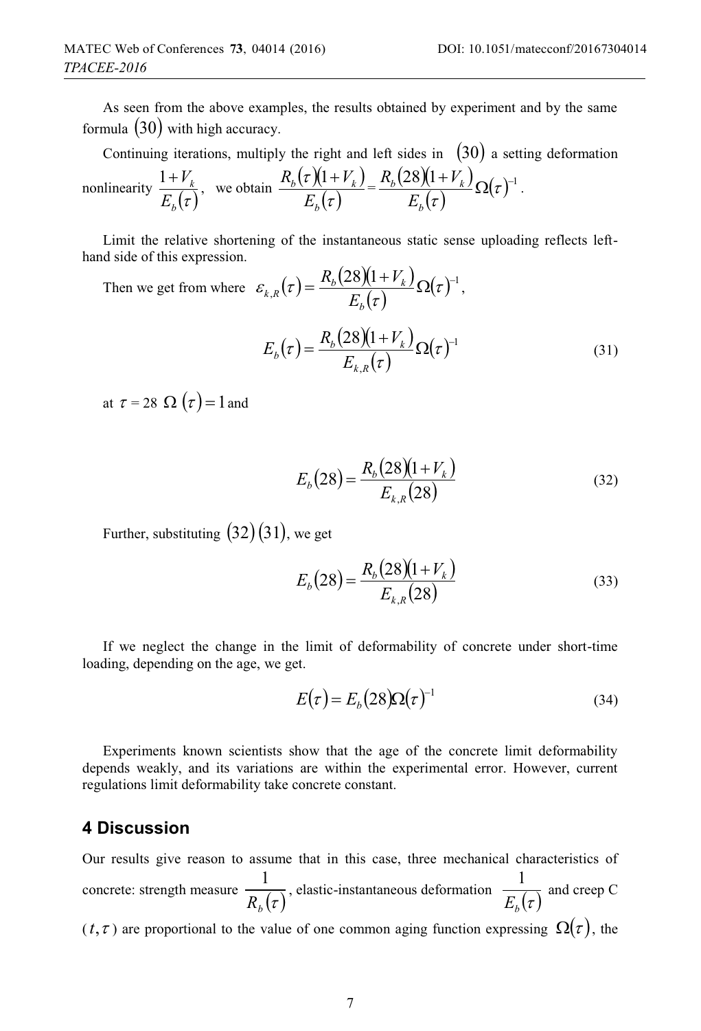As seen from the above examples, the results obtained by experiment and by the same formula $(30)$ with high accuracy.

Continuing iterations, multiply the right and left sides in $(30)$ a setting deformation nonlinearity $\frac{1+V_k}{E_b(\tau)}$, we obtain $\frac{R_b(\tau)(1+V_k)}{E_b(\tau)} = \frac{R_b(28)(1+V_k)}{E_b(\tau)}\Omega(\tau)^{-1}$.

Limit the relative shortening of the instantaneous static sense uploading reflects left-hand side of this expression.

Then we get from where $\varepsilon_{k,R}(\tau) = \frac{R_b(28)(1+V_k)}{E_b(\tau)}\Omega(\tau)^{-1}$,

$$E_b(\tau) = \frac{R_b(28)(1+V_k)}{E_{k,R}(\tau)}\Omega(\tau)^{-1} \tag{31}$$

at $\tau = 28$ $\Omega(\tau) = 1$ and

$$E_b(28) = \frac{R_b(28)(1+V_k)}{E_{k,R}(28)} \tag{32}$$

Further, substituting $(32)$ $(31)$, we get

$$E_b(28) = \frac{R_b(28)(1+V_k)}{E_{k,R}(28)} \tag{33}$$

If we neglect the change in the limit of deformability of concrete under short-time loading, depending on the age, we get.

$$E(\tau) = E_b(28)\Omega(\tau)^{-1} \tag{34}$$

Experiments known scientists show that the age of the concrete limit deformability depends weakly, and its variations are within the experimental error. However, current regulations limit deformability take concrete constant.

## 4 Discussion

Our results give reason to assume that in this case, three mechanical characteristics of concrete: strength measure $\frac{1}{R_b(\tau)}$, elastic-instantaneous deformation $\frac{1}{E_b(\tau)}$ and creep C $(t, \tau)$ are proportional to the value of one common aging function expressing $\Omega(\tau)$, the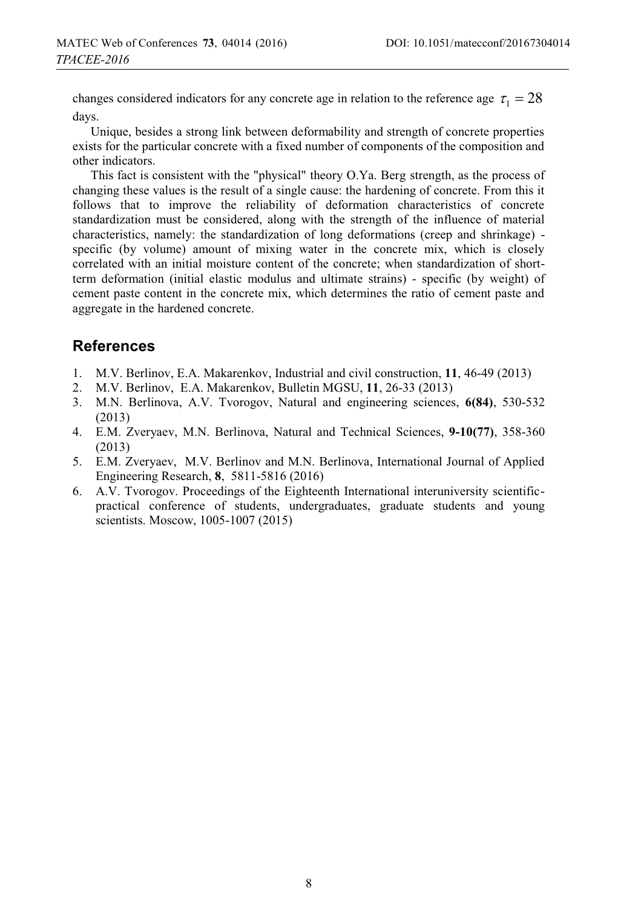changes considered indicators for any concrete age in relation to the reference age $\tau_1 = 28$ days.

Unique, besides a strong link between deformability and strength of concrete properties exists for the particular concrete with a fixed number of components of the composition and other indicators.

This fact is consistent with the "physical" theory O.Ya. Berg strength, as the process of changing these values is the result of a single cause: the hardening of concrete. From this it follows that to improve the reliability of deformation characteristics of concrete standardization must be considered, along with the strength of the influence of material characteristics, namely: the standardization of long deformations (creep and shrinkage) - specific (by volume) amount of mixing water in the concrete mix, which is closely correlated with an initial moisture content of the concrete; when standardization of short-term deformation (initial elastic modulus and ultimate strains) - specific (by weight) of cement paste content in the concrete mix, which determines the ratio of cement paste and aggregate in the hardened concrete.

## References

1. M.V. Berlinov, E.A. Makarenkov, Industrial and civil construction, **11**, 46-49 (2013)
2. M.V. Berlinov, E.A. Makarenkov, Bulletin MGSU, **11**, 26-33 (2013)
3. M.N. Berlinova, A.V. Tvorogov, Natural and engineering sciences, **6(84)**, 530-532 (2013)
4. E.M. Zveryaev, M.N. Berlinova, Natural and Technical Sciences, **9-10(77)**, 358-360 (2013)
5. E.M. Zveryaev, M.V. Berlinov and M.N. Berlinova, International Journal of Applied Engineering Research, **8**, 5811-5816 (2016)
6. A.V. Tvorogov. Proceedings of the Eighteenth International interuniversity scientific-practical conference of students, undergraduates, graduate students and young scientists. Moscow, 1005-1007 (2015)